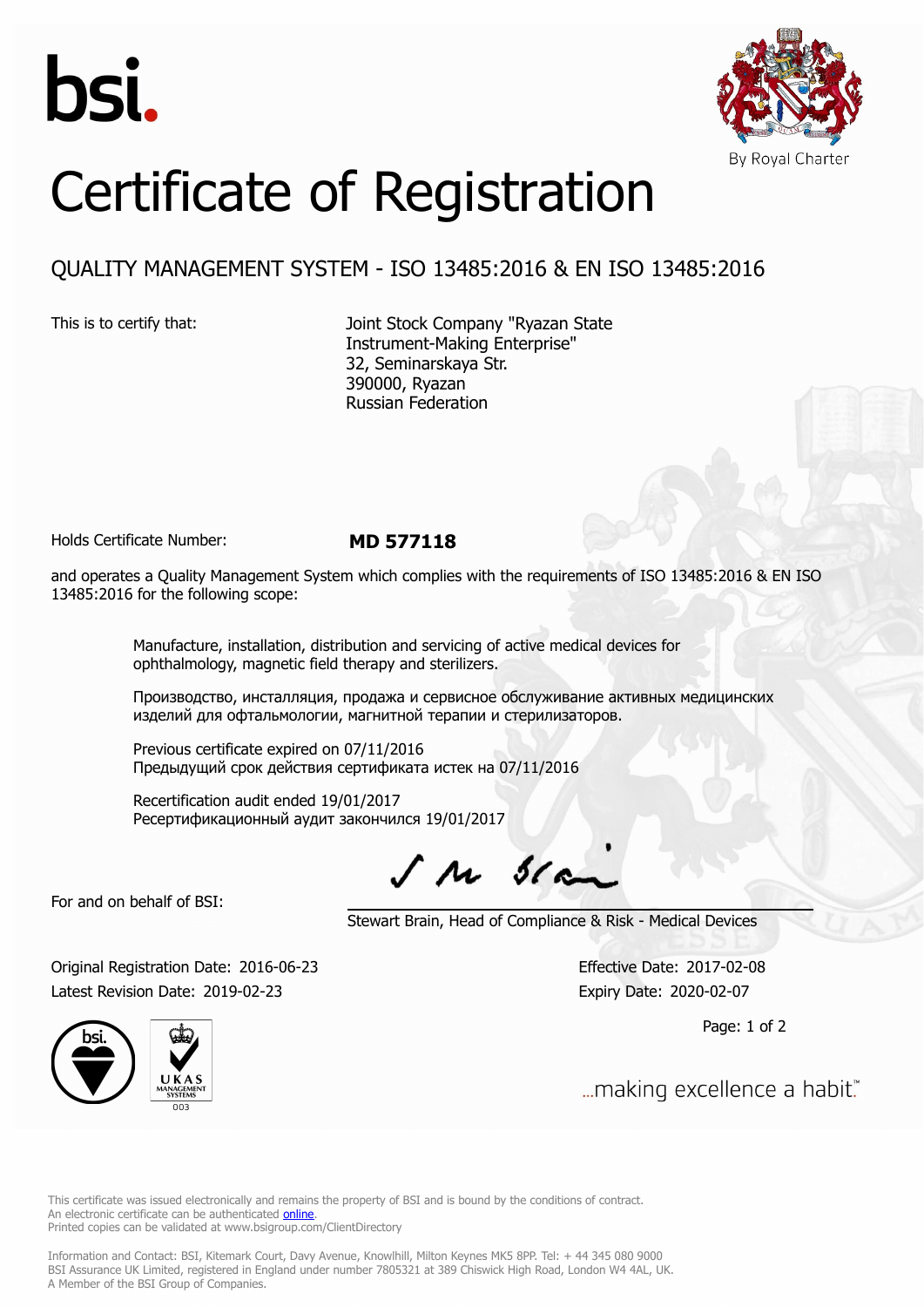bsi.

By Royal Charter

# Certificate of Registration

## QUALITY MANAGEMENT SYSTEM - ISO 13485:2016 & EN ISO 13485:2016

This is to certify that:

Joint Stock Company "Ryazan State Instrument-Making Enterprise"
32, Seminarskaya Str.
390000, Ryazan
Russian Federation

Holds Certificate Number: **MD 577118**

and operates a Quality Management System which complies with the requirements of ISO 13485:2016 & EN ISO 13485:2016 for the following scope:

Manufacture, installation, distribution and servicing of active medical devices for ophthalmology, magnetic field therapy and sterilizers.

Производство, инсталляция, продажа и сервисное обслуживание активных медицинских изделий для офтальмологии, магнитной терапии и стерилизаторов.

Previous certificate expired on 07/11/2016
Предыдущий срок действия сертификата истек на 07/11/2016

Recertification audit ended 19/01/2017
Ресертификационный аудит закончился 19/01/2017

For and on behalf of BSI:

Stewart Brain, Head of Compliance & Risk - Medical Devices

Original Registration Date: 2016-06-23
Latest Revision Date: 2019-02-23

Effective Date: 2017-02-08
Expiry Date: 2020-02-07

UKAS MANAGEMENT SYSTEMS 003

...making excellence a habit.™

This certificate was issued electronically and remains the property of BSI and is bound by the conditions of contract.
An electronic certificate can be authenticated online.
Printed copies can be validated at www.bsigroup.com/ClientDirectory

Information and Contact: BSI, Kitemark Court, Davy Avenue, Knowlhill, Milton Keynes MK5 8PP. Tel: + 44 345 080 9000
BSI Assurance UK Limited, registered in England under number 7805321 at 389 Chiswick High Road, London W4 4AL, UK.
A Member of the BSI Group of Companies.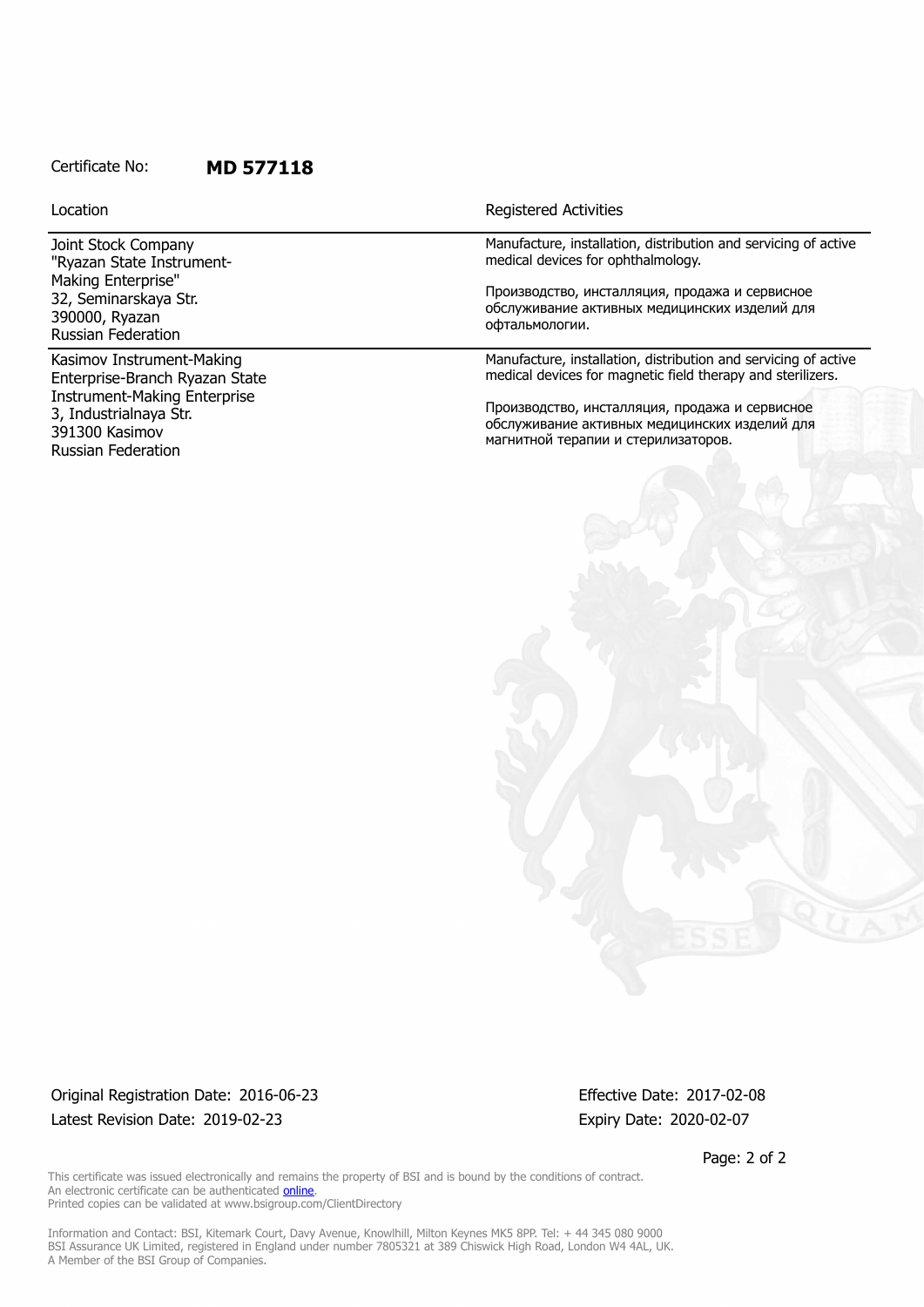Certificate No: **MD 577118**

| Location | Registered Activities |
| --- | --- |
| Joint Stock Company "Ryazan State Instrument-Making Enterprise" 32, Seminarskaya Str. 390000, Ryazan Russian Federation | Manufacture, installation, distribution and servicing of active medical devices for ophthalmology. Производство, инсталляция, продажа и сервисное обслуживание активных медицинских изделий для офтальмологии. |
| Kasimov Instrument-Making Enterprise-Branch Ryazan State Instrument-Making Enterprise 3, Industrialnaya Str. 391300 Kasimov Russian Federation | Manufacture, installation, distribution and servicing of active medical devices for magnetic field therapy and sterilizers. Производство, инсталляция, продажа и сервисное обслуживание активных медицинских изделий для магнитной терапии и стерилизаторов. |

Original Registration Date: 2016-06-23

Latest Revision Date: 2019-02-23

Effective Date: 2017-02-08

Expiry Date: 2020-02-07

This certificate was issued electronically and remains the property of BSI and is bound by the conditions of contract.
An electronic certificate can be authenticated online.
Printed copies can be validated at www.bsigroup.com/ClientDirectory

Information and Contact: BSI, Kitemark Court, Davy Avenue, Knowlhill, Milton Keynes MK5 8PP. Tel: + 44 345 080 9000
BSI Assurance UK Limited, registered in England under number 7805321 at 389 Chiswick High Road, London W4 4AL, UK.
A Member of the BSI Group of Companies.